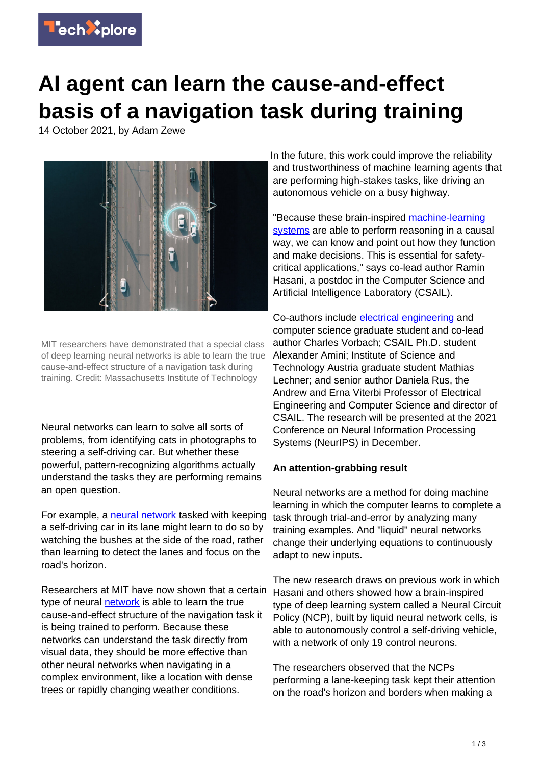# AI agent can learn the cause-and-effect basis of a navigation task during training

14 October 2021, by Adam Zewe

MIT researchers have demonstrated that a special class of deep learning neural networks is able to learn the true cause-and-effect structure of a navigation task during training. Credit: Massachusetts Institute of Technology

Neural networks can learn to solve all sorts of problems, from identifying cats in photographs to steering a self-driving car. But whether these powerful, pattern-recognizing algorithms actually understand the tasks they are performing remains an open question.

For example, a neural network tasked with keeping a self-driving car in its lane might learn to do so by watching the bushes at the side of the road, rather than learning to detect the lanes and focus on the road's horizon.

Researchers at MIT have now shown that a certain type of neural network is able to learn the true cause-and-effect structure of the navigation task it is being trained to perform. Because these networks can understand the task directly from visual data, they should be more effective than other neural networks when navigating in a complex environment, like a location with dense trees or rapidly changing weather conditions.

In the future, this work could improve the reliability and trustworthiness of machine learning agents that are performing high-stakes tasks, like driving an autonomous vehicle on a busy highway.

"Because these brain-inspired machine-learning systems are able to perform reasoning in a causal way, we can know and point out how they function and make decisions. This is essential for safety-critical applications," says co-lead author Ramin Hasani, a postdoc in the Computer Science and Artificial Intelligence Laboratory (CSAIL).

Co-authors include electrical engineering and computer science graduate student and co-lead author Charles Vorbach; CSAIL Ph.D. student Alexander Amini; Institute of Science and Technology Austria graduate student Mathias Lechner; and senior author Daniela Rus, the Andrew and Erna Viterbi Professor of Electrical Engineering and Computer Science and director of CSAIL. The research will be presented at the 2021 Conference on Neural Information Processing Systems (NeurIPS) in December.

### An attention-grabbing result

Neural networks are a method for doing machine learning in which the computer learns to complete a task through trial-and-error by analyzing many training examples. And "liquid" neural networks change their underlying equations to continuously adapt to new inputs.

The new research draws on previous work in which Hasani and others showed how a brain-inspired type of deep learning system called a Neural Circuit Policy (NCP), built by liquid neural network cells, is able to autonomously control a self-driving vehicle, with a network of only 19 control neurons.

The researchers observed that the NCPs performing a lane-keeping task kept their attention on the road's horizon and borders when making a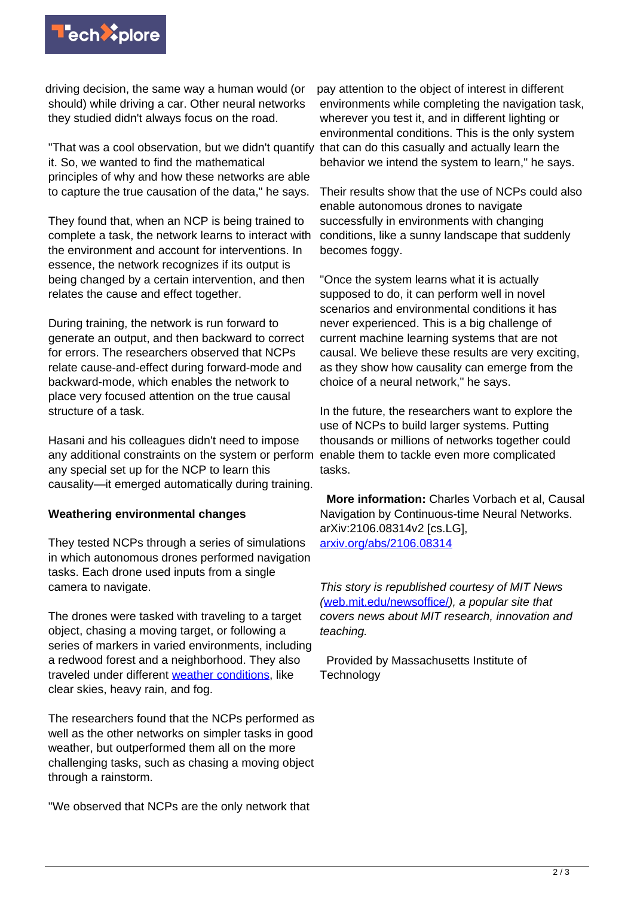driving decision, the same way a human would (or should) while driving a car. Other neural networks they studied didn't always focus on the road.

"That was a cool observation, but we didn't quantify it. So, we wanted to find the mathematical principles of why and how these networks are able to capture the true causation of the data," he says.

They found that, when an NCP is being trained to complete a task, the network learns to interact with the environment and account for interventions. In essence, the network recognizes if its output is being changed by a certain intervention, and then relates the cause and effect together.

During training, the network is run forward to generate an output, and then backward to correct for errors. The researchers observed that NCPs relate cause-and-effect during forward-mode and backward-mode, which enables the network to place very focused attention on the true causal structure of a task.

Hasani and his colleagues didn't need to impose any additional constraints on the system or perform any special set up for the NCP to learn this causality—it emerged automatically during training.

**Weathering environmental changes**

They tested NCPs through a series of simulations in which autonomous drones performed navigation tasks. Each drone used inputs from a single camera to navigate.

The drones were tasked with traveling to a target object, chasing a moving target, or following a series of markers in varied environments, including a redwood forest and a neighborhood. They also traveled under different weather conditions, like clear skies, heavy rain, and fog.

The researchers found that the NCPs performed as well as the other networks on simpler tasks in good weather, but outperformed them all on the more challenging tasks, such as chasing a moving object through a rainstorm.

"We observed that NCPs are the only network that pay attention to the object of interest in different environments while completing the navigation task, wherever you test it, and in different lighting or environmental conditions. This is the only system that can do this casually and actually learn the behavior we intend the system to learn," he says.

Their results show that the use of NCPs could also enable autonomous drones to navigate successfully in environments with changing conditions, like a sunny landscape that suddenly becomes foggy.

"Once the system learns what it is actually supposed to do, it can perform well in novel scenarios and environmental conditions it has never experienced. This is a big challenge of current machine learning systems that are not causal. We believe these results are very exciting, as they show how causality can emerge from the choice of a neural network," he says.

In the future, the researchers want to explore the use of NCPs to build larger systems. Putting thousands or millions of networks together could enable them to tackle even more complicated tasks.

**More information:** Charles Vorbach et al, Causal Navigation by Continuous-time Neural Networks. arXiv:2106.08314v2 [cs.LG], arxiv.org/abs/2106.08314

*This story is republished courtesy of MIT News (web.mit.edu/newsoffice/), a popular site that covers news about MIT research, innovation and teaching.*

Provided by Massachusetts Institute of Technology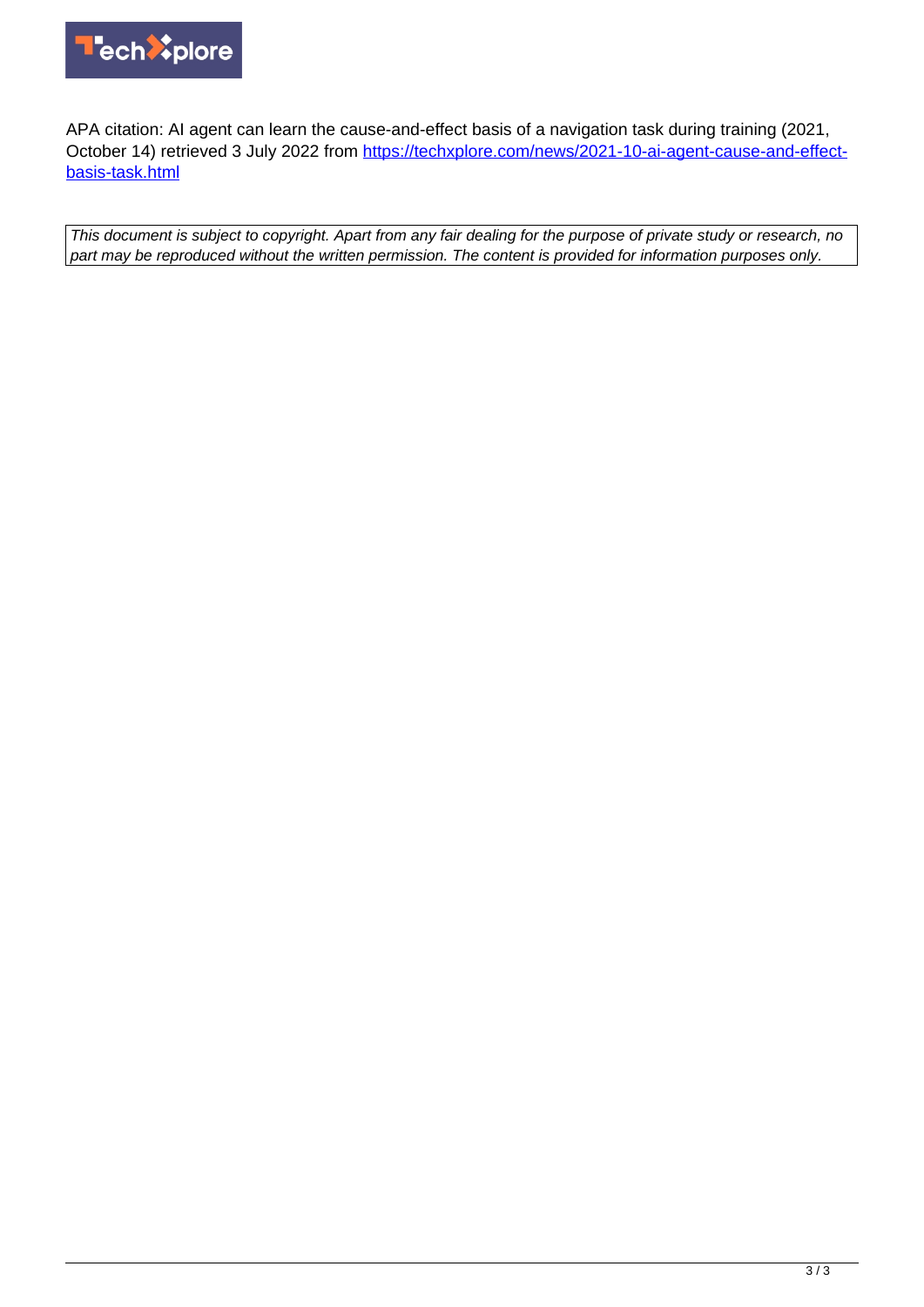APA citation: AI agent can learn the cause-and-effect basis of a navigation task during training (2021, October 14) retrieved 3 July 2022 from https://techxplore.com/news/2021-10-ai-agent-cause-and-effect-basis-task.html

*This document is subject to copyright. Apart from any fair dealing for the purpose of private study or research, no part may be reproduced without the written permission. The content is provided for information purposes only.*